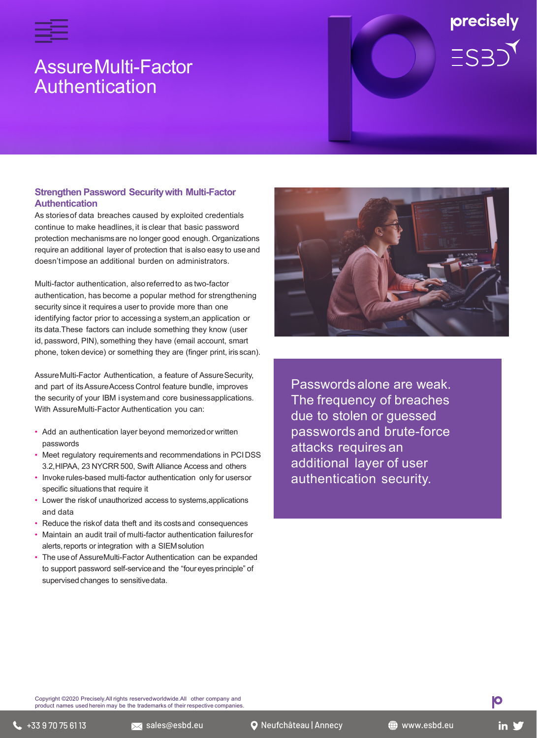# Assure Multi-Factor Authentication

## Strengthen Password Security with Multi-Factor Authentication

As stories of data breaches caused by exploited credentials continue to make headlines, it is clear that basic password protection mechanisms are no longer good enough. Organizations require an additional layer of protection that is also easy to use and doesn't impose an additional burden on administrators.

Multi-factor authentication, also referred to as two-factor authentication, has become a popular method for strengthening security since it requires a user to provide more than one identifying factor prior to accessing a system, an application or its data. These factors can include something they know (user id, password, PIN), something they have (email account, smart phone, token device) or something they are (finger print, iris scan).

Assure Multi-Factor Authentication, a feature of Assure Security, and part of its Assure Access Control feature bundle, improves the security of your IBM i system and core business applications. With Assure Multi-Factor Authentication you can:

- Add an authentication layer beyond memorized or written passwords
- Meet regulatory requirements and recommendations in PCI DSS 3.2, HIPAA, 23 NYCRR 500, Swift Alliance Access and others
- Invoke rules-based multi-factor authentication only for users or specific situations that require it
- Lower the risk of unauthorized access to systems, applications and data
- Reduce the risk of data theft and its costs and consequences
- Maintain an audit trail of multi-factor authentication failures for alerts, reports or integration with a SIEM solution
- The use of Assure Multi-Factor Authentication can be expanded to support password self-service and the "four eyes principle" of supervised changes to sensitive data.

> Passwords alone are weak. The frequency of breaches due to stolen or guessed passwords and brute-force attacks requires an additional layer of user authentication security.

Copyright ©2020 Precisely. All rights reserved worldwide. All other company and product names used herein may be the trademarks of their respective companies.

+33 9 70 75 61 13 | sales@esbd.eu | Neufchâteau | Annecy | www.esbd.eu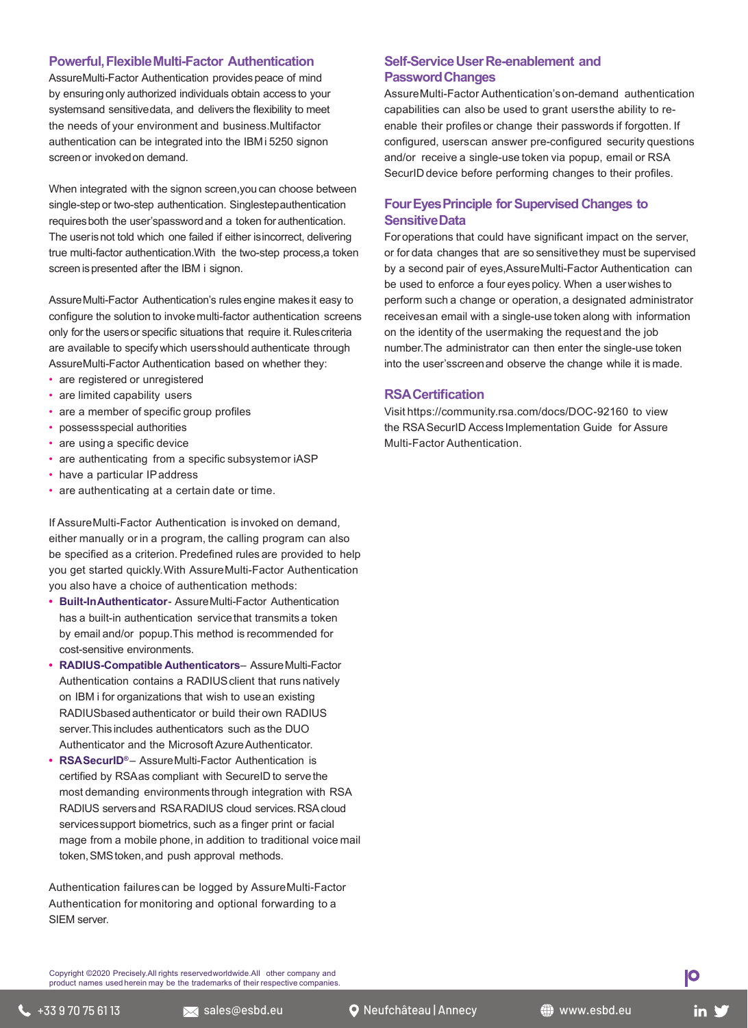## Powerful, Flexible Multi-Factor Authentication

Assure Multi-Factor Authentication provides peace of mind by ensuring only authorized individuals obtain access to your systems and sensitive data, and delivers the flexibility to meet the needs of your environment and business. Multifactor authentication can be integrated into the IBM i 5250 signon screen or invoked on demand.

When integrated with the signon screen, you can choose between single-step or two-step authentication. Single step authentication requires both the user's password and a token for authentication. The user is not told which one failed if either is incorrect, delivering true multi-factor authentication. With the two-step process, a token screen is presented after the IBM i signon.

Assure Multi-Factor Authentication's rules engine makes it easy to configure the solution to invoke multi-factor authentication screens only for the users or specific situations that require it. Rules criteria are available to specify which users should authenticate through Assure Multi-Factor Authentication based on whether they:

- are registered or unregistered
- are limited capability users
- are a member of specific group profiles
- possess special authorities
- are using a specific device
- are authenticating from a specific subsystem or iASP
- have a particular IP address
- are authenticating at a certain date or time.

If Assure Multi-Factor Authentication is invoked on demand, either manually or in a program, the calling program can also be specified as a criterion. Predefined rules are provided to help you get started quickly. With Assure Multi-Factor Authentication you also have a choice of authentication methods:

- **Built-In Authenticator** - Assure Multi-Factor Authentication has a built-in authentication service that transmits a token by email and/or popup. This method is recommended for cost-sensitive environments.
- **RADIUS-Compatible Authenticators** – Assure Multi-Factor Authentication contains a RADIUS client that runs natively on IBM i for organizations that wish to use an existing RADIUS based authenticator or build their own RADIUS server. This includes authenticators such as the DUO Authenticator and the Microsoft Azure Authenticator.
- **RSA SecurID®** – Assure Multi-Factor Authentication is certified by RSA as compliant with SecureID to serve the most demanding environments through integration with RSA RADIUS servers and RSA RADIUS cloud services. RSA cloud services support biometrics, such as a finger print or facial mage from a mobile phone, in addition to traditional voice mail token, SMS token, and push approval methods.

Authentication failures can be logged by Assure Multi-Factor Authentication for monitoring and optional forwarding to a SIEM server.

## Self-Service User Re-enablement and Password Changes

Assure Multi-Factor Authentication's on-demand authentication capabilities can also be used to grant users the ability to re-enable their profiles or change their passwords if forgotten. If configured, users can answer pre-configured security questions and/or receive a single-use token via popup, email or RSA SecurID device before performing changes to their profiles.

## Four Eyes Principle for Supervised Changes to Sensitive Data

For operations that could have significant impact on the server, or for data changes that are so sensitive they must be supervised by a second pair of eyes, Assure Multi-Factor Authentication can be used to enforce a four eyes policy. When a user wishes to perform such a change or operation, a designated administrator receives an email with a single-use token along with information on the identity of the user making the request and the job number. The administrator can then enter the single-use token into the user's screen and observe the change while it is made.

## RSA Certification

Visit https://community.rsa.com/docs/DOC-92160 to view the RSA SecurID Access Implementation Guide for Assure Multi-Factor Authentication.

Copyright ©2020 Precisely. All rights reserved worldwide. All other company and product names used herein may be the trademarks of their respective companies.

+33 9 70 75 61 13 | sales@esbd.eu | Neufchâteau | Annecy | www.esbd.eu